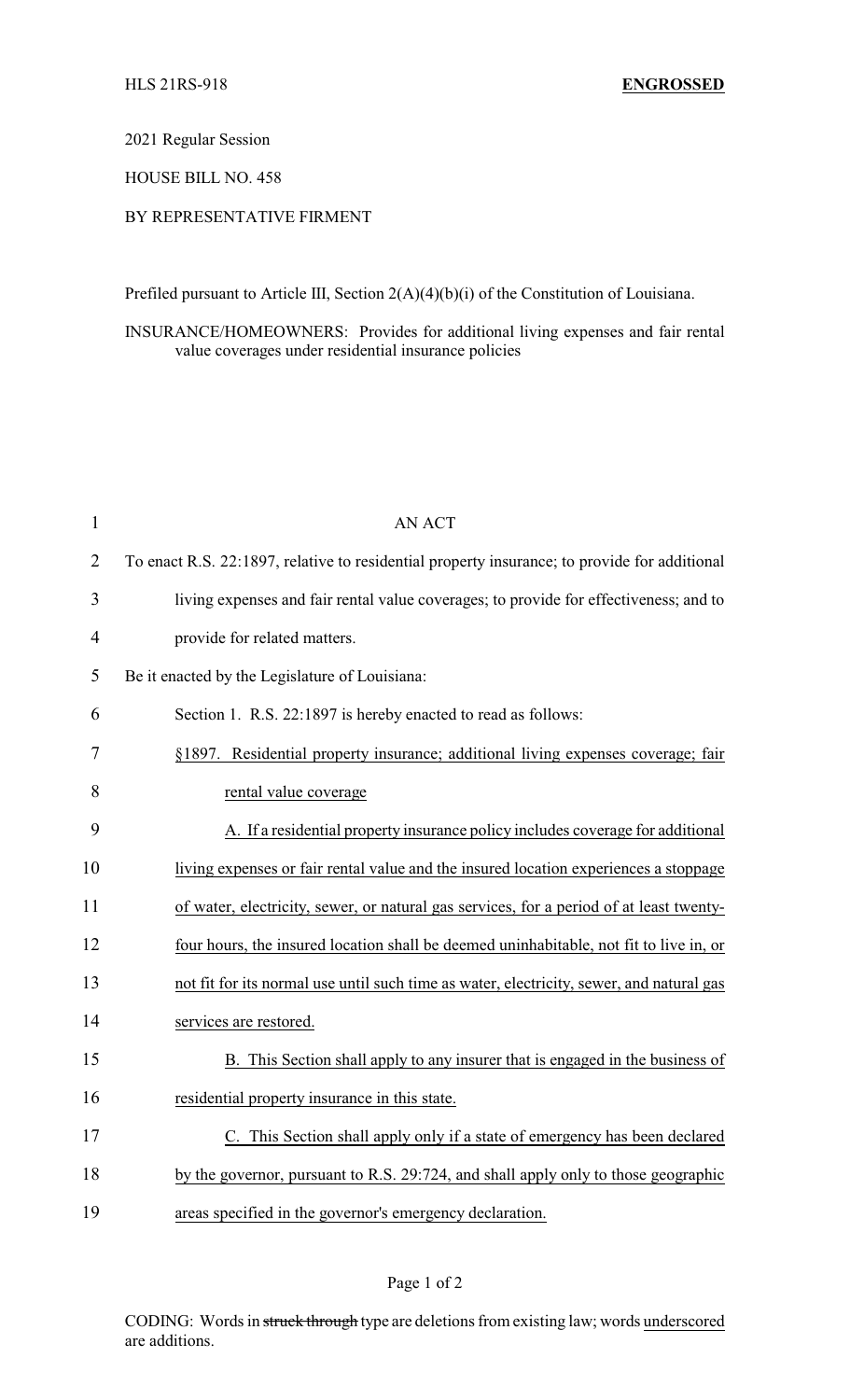HLS 21RS-918 **ENGROSSED**

2021 Regular Session

HOUSE BILL NO. 458

BY REPRESENTATIVE FIRMENT

Prefiled pursuant to Article III, Section 2(A)(4)(b)(i) of the Constitution of Louisiana.

INSURANCE/HOMEOWNERS: Provides for additional living expenses and fair rental value coverages under residential insurance policies

AN ACT

To enact R.S. 22:1897, relative to residential property insurance; to provide for additional living expenses and fair rental value coverages; to provide for effectiveness; and to provide for related matters.

Be it enacted by the Legislature of Louisiana:

Section 1. R.S. 22:1897 is hereby enacted to read as follows:

§1897. Residential property insurance; additional living expenses coverage; fair rental value coverage

A. If a residential property insurance policy includes coverage for additional living expenses or fair rental value and the insured location experiences a stoppage of water, electricity, sewer, or natural gas services, for a period of at least twenty-four hours, the insured location shall be deemed uninhabitable, not fit to live in, or not fit for its normal use until such time as water, electricity, sewer, and natural gas services are restored.

B. This Section shall apply to any insurer that is engaged in the business of residential property insurance in this state.

C. This Section shall apply only if a state of emergency has been declared by the governor, pursuant to R.S. 29:724, and shall apply only to those geographic areas specified in the governor's emergency declaration.

CODING: Words in ~~struck through~~ type are deletions from existing law; words underscored are additions.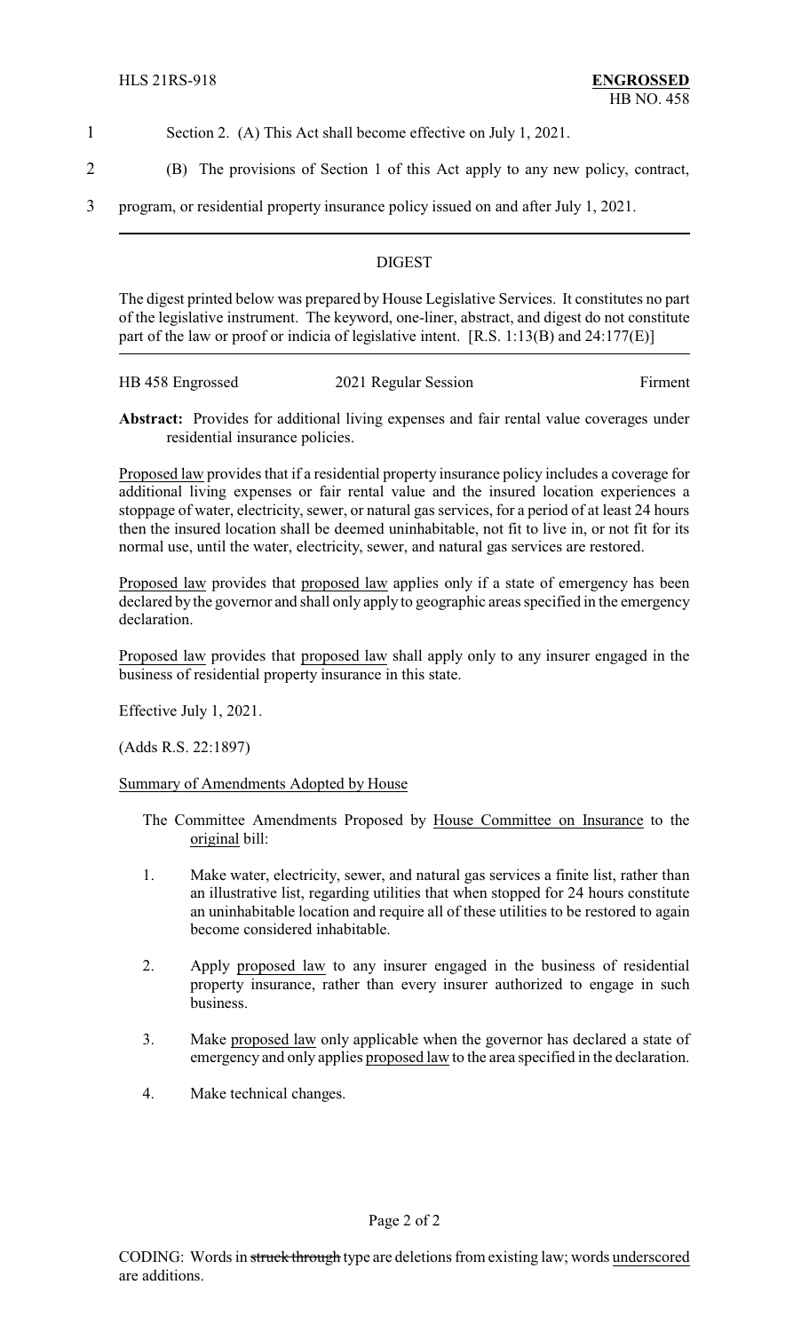Section 2. (A) This Act shall become effective on July 1, 2021.

(B) The provisions of Section 1 of this Act apply to any new policy, contract, program, or residential property insurance policy issued on and after July 1, 2021.

## DIGEST

The digest printed below was prepared by House Legislative Services. It constitutes no part of the legislative instrument. The keyword, one-liner, abstract, and digest do not constitute part of the law or proof or indicia of legislative intent. [R.S. 1:13(B) and 24:177(E)]

HB 458 Engrossed — 2021 Regular Session — Firment

**Abstract:** Provides for additional living expenses and fair rental value coverages under residential insurance policies.

Proposed law provides that if a residential property insurance policy includes a coverage for additional living expenses or fair rental value and the insured location experiences a stoppage of water, electricity, sewer, or natural gas services, for a period of at least 24 hours then the insured location shall be deemed uninhabitable, not fit to live in, or not fit for its normal use, until the water, electricity, sewer, and natural gas services are restored.

Proposed law provides that proposed law applies only if a state of emergency has been declared by the governor and shall only apply to geographic areas specified in the emergency declaration.

Proposed law provides that proposed law shall apply only to any insurer engaged in the business of residential property insurance in this state.

Effective July 1, 2021.

(Adds R.S. 22:1897)

Summary of Amendments Adopted by House

The Committee Amendments Proposed by House Committee on Insurance to the original bill:

1. Make water, electricity, sewer, and natural gas services a finite list, rather than an illustrative list, regarding utilities that when stopped for 24 hours constitute an uninhabitable location and require all of these utilities to be restored to again become considered inhabitable.

2. Apply proposed law to any insurer engaged in the business of residential property insurance, rather than every insurer authorized to engage in such business.

3. Make proposed law only applicable when the governor has declared a state of emergency and only applies proposed law to the area specified in the declaration.

4. Make technical changes.

CODING: Words in ~~struck through~~ type are deletions from existing law; words underscored are additions.